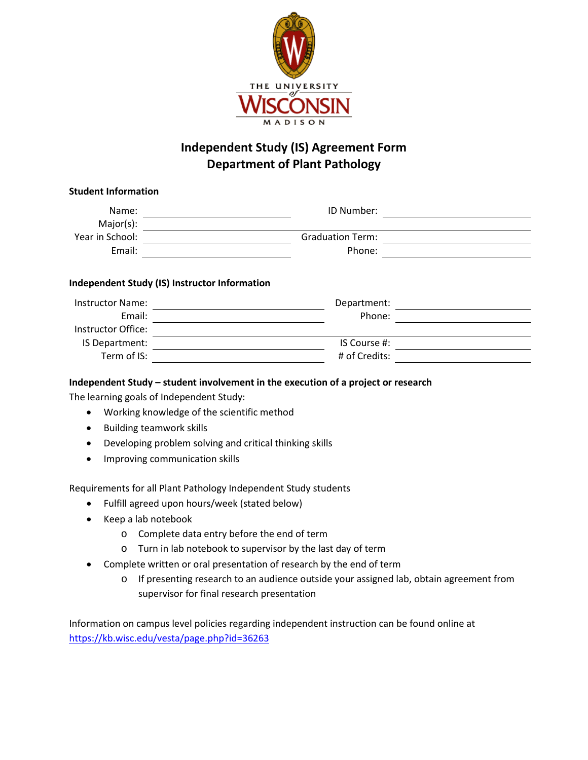THE UNIVERSITY of WISCONSIN MADISON

# Independent Study (IS) Agreement Form
# Department of Plant Pathology

**Student Information**

Name: ______________________ ID Number: ______________________
Major(s): ______________________
Year in School: ______________________ Graduation Term: ______________________
Email: ______________________ Phone: ______________________

**Independent Study (IS) Instructor Information**

Instructor Name: ______________________ Department: ______________________
Email: ______________________ Phone: ______________________
Instructor Office: ______________________
IS Department: ______________________ IS Course #: ______________________
Term of IS: ______________________ # of Credits: ______________________

**Independent Study – student involvement in the execution of a project or research**

The learning goals of Independent Study:

- Working knowledge of the scientific method
- Building teamwork skills
- Developing problem solving and critical thinking skills
- Improving communication skills

Requirements for all Plant Pathology Independent Study students

- Fulfill agreed upon hours/week (stated below)
- Keep a lab notebook
  - Complete data entry before the end of term
  - Turn in lab notebook to supervisor by the last day of term
- Complete written or oral presentation of research by the end of term
  - If presenting research to an audience outside your assigned lab, obtain agreement from supervisor for final research presentation

Information on campus level policies regarding independent instruction can be found online at https://kb.wisc.edu/vesta/page.php?id=36263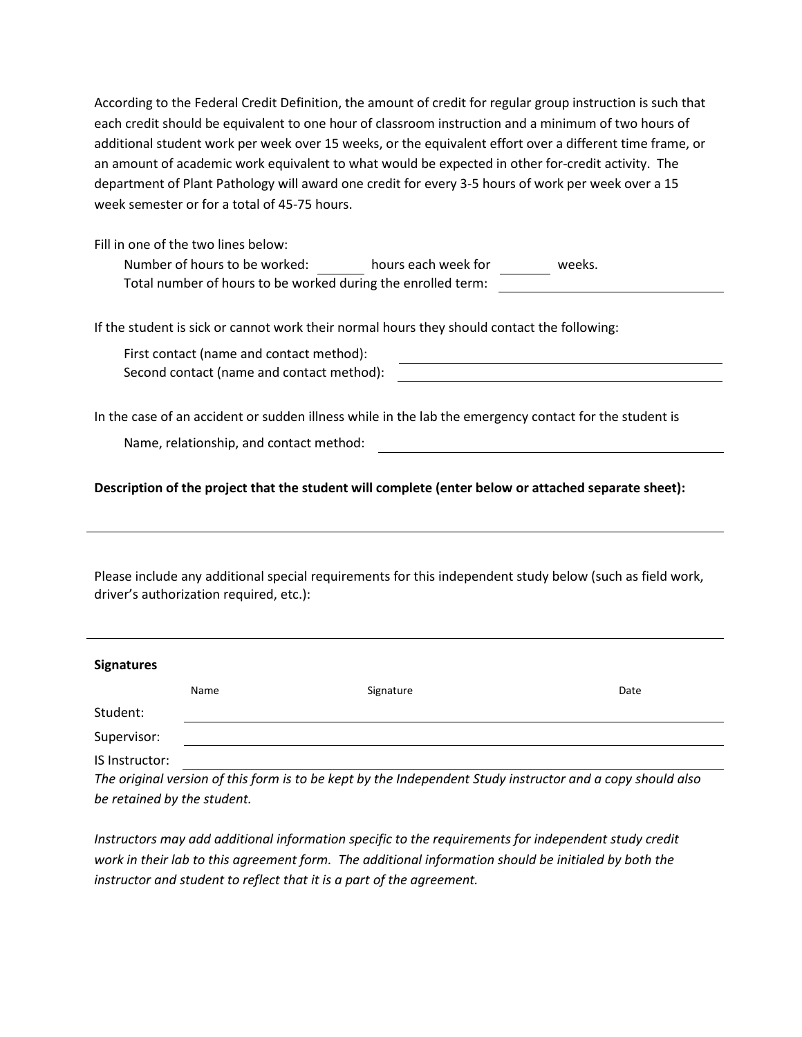According to the Federal Credit Definition, the amount of credit for regular group instruction is such that each credit should be equivalent to one hour of classroom instruction and a minimum of two hours of additional student work per week over 15 weeks, or the equivalent effort over a different time frame, or an amount of academic work equivalent to what would be expected in other for-credit activity. The department of Plant Pathology will award one credit for every 3-5 hours of work per week over a 15 week semester or for a total of 45-75 hours.

Fill in one of the two lines below:

Number of hours to be worked: ______ hours each week for ______ weeks.

Total number of hours to be worked during the enrolled term: ______________________

If the student is sick or cannot work their normal hours they should contact the following:

First contact (name and contact method): ______________________

Second contact (name and contact method): ______________________

In the case of an accident or sudden illness while in the lab the emergency contact for the student is

Name, relationship, and contact method: ______________________

**Description of the project that the student will complete (enter below or attached separate sheet):**

______________________________________________________________________

Please include any additional special requirements for this independent study below (such as field work, driver's authorization required, etc.):

______________________________________________________________________

**Signatures**

| | Name | Signature | Date |
|---|---|---|---|
| Student: | | | |
| Supervisor: | | | |
| IS Instructor: | | | |

*The original version of this form is to be kept by the Independent Study instructor and a copy should also be retained by the student.*

*Instructors may add additional information specific to the requirements for independent study credit work in their lab to this agreement form. The additional information should be initialed by both the instructor and student to reflect that it is a part of the agreement.*